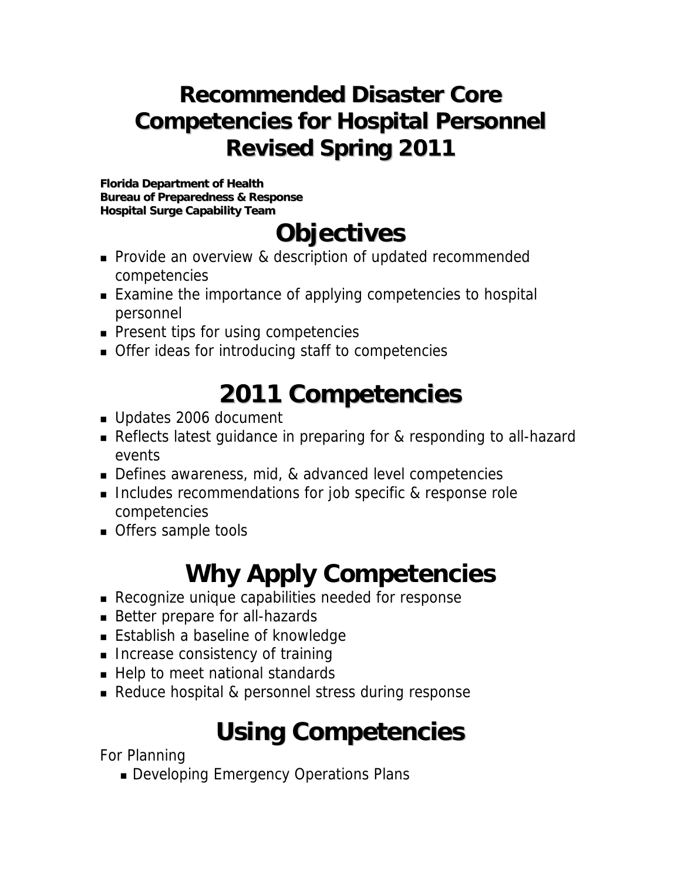# Recommended Disaster Core Competencies for Hospital Personnel Revised Spring 2011

**Florida Department of Health**
**Bureau of Preparedness & Response**
**Hospital Surge Capability Team**

## Objectives

- Provide an overview & description of updated recommended competencies
- Examine the importance of applying competencies to hospital personnel
- Present tips for using competencies
- Offer ideas for introducing staff to competencies

## 2011 Competencies

- Updates 2006 document
- Reflects latest guidance in preparing for & responding to all-hazard events
- Defines awareness, mid, & advanced level competencies
- Includes recommendations for job specific & response role competencies
- Offers sample tools

## Why Apply Competencies

- Recognize unique capabilities needed for response
- Better prepare for all-hazards
- Establish a baseline of knowledge
- Increase consistency of training
- Help to meet national standards
- Reduce hospital & personnel stress during response

## Using Competencies

For Planning

- Developing Emergency Operations Plans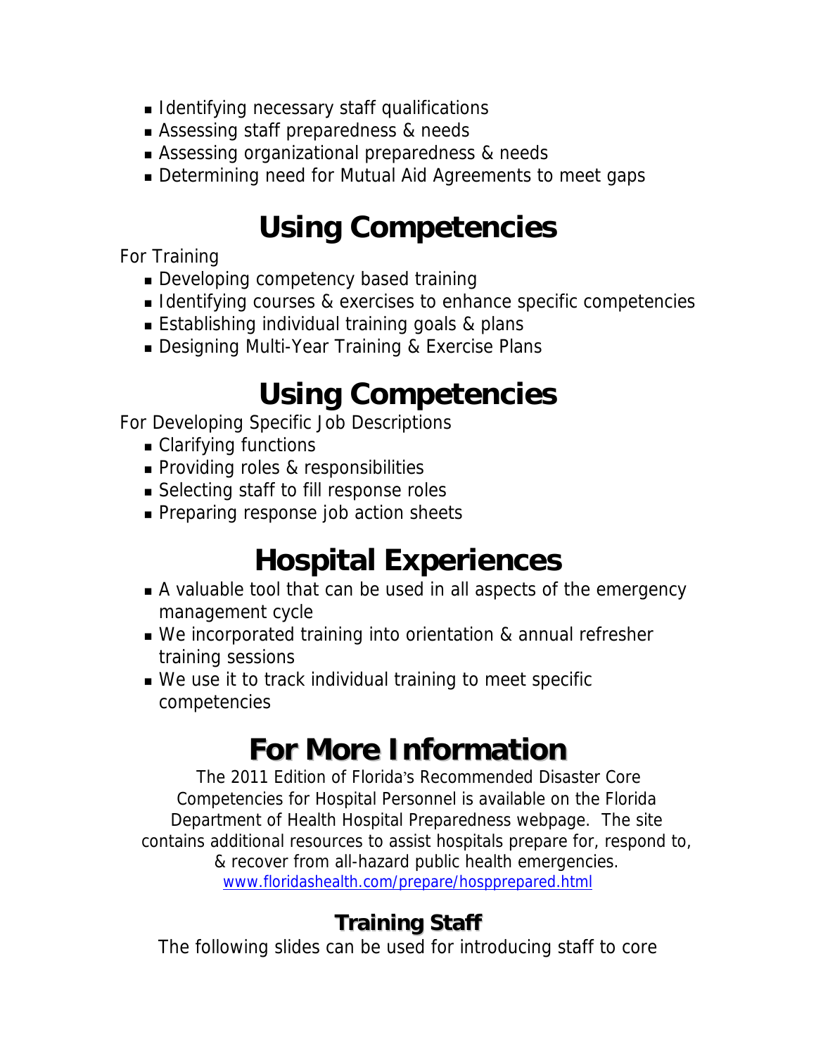- Identifying necessary staff qualifications
- Assessing staff preparedness & needs
- Assessing organizational preparedness & needs
- Determining need for Mutual Aid Agreements to meet gaps

# Using Competencies

For Training

- Developing competency based training
- Identifying courses & exercises to enhance specific competencies
- Establishing individual training goals & plans
- Designing Multi-Year Training & Exercise Plans

# Using Competencies

For Developing Specific Job Descriptions

- Clarifying functions
- Providing roles & responsibilities
- Selecting staff to fill response roles
- Preparing response job action sheets

# Hospital Experiences

- A valuable tool that can be used in all aspects of the emergency management cycle
- We incorporated training into orientation & annual refresher training sessions
- We use it to track individual training to meet specific competencies

# For More Information

The 2011 Edition of Florida's Recommended Disaster Core Competencies for Hospital Personnel is available on the Florida Department of Health Hospital Preparedness webpage. The site contains additional resources to assist hospitals prepare for, respond to, & recover from all-hazard public health emergencies.
www.floridashealth.com/prepare/hospprepared.html

## Training Staff

The following slides can be used for introducing staff to core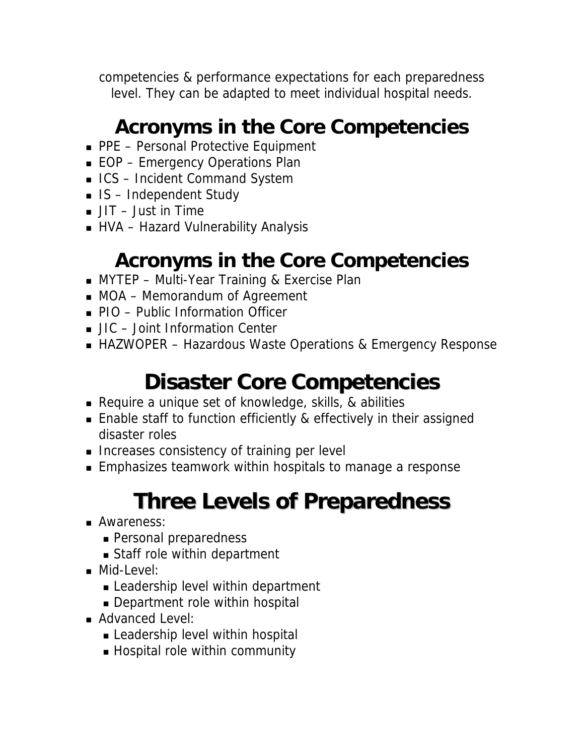competencies & performance expectations for each preparedness level. They can be adapted to meet individual hospital needs.

## Acronyms in the Core Competencies

- PPE – Personal Protective Equipment
- EOP – Emergency Operations Plan
- ICS – Incident Command System
- IS – Independent Study
- JIT – Just in Time
- HVA – Hazard Vulnerability Analysis

## Acronyms in the Core Competencies

- MYTEP – Multi-Year Training & Exercise Plan
- MOA – Memorandum of Agreement
- PIO – Public Information Officer
- JIC – Joint Information Center
- HAZWOPER – Hazardous Waste Operations & Emergency Response

## Disaster Core Competencies

- Require a unique set of knowledge, skills, & abilities
- Enable staff to function efficiently & effectively in their assigned disaster roles
- Increases consistency of training per level
- Emphasizes teamwork within hospitals to manage a response

## Three Levels of Preparedness

- Awareness:
  - Personal preparedness
  - Staff role within department
- Mid-Level:
  - Leadership level within department
  - Department role within hospital
- Advanced Level:
  - Leadership level within hospital
  - Hospital role within community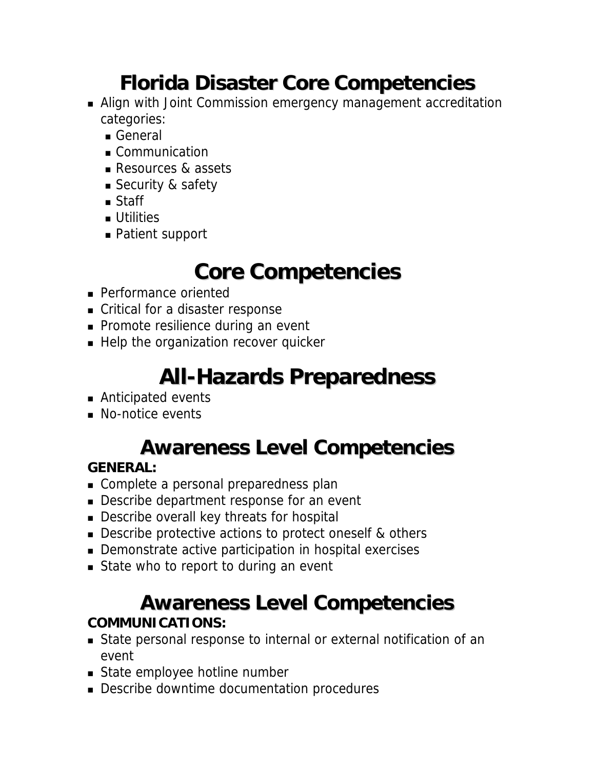# Florida Disaster Core Competencies

- Align with Joint Commission emergency management accreditation categories:
  - General
  - Communication
  - Resources & assets
  - Security & safety
  - Staff
  - Utilities
  - Patient support

# Core Competencies

- Performance oriented
- Critical for a disaster response
- Promote resilience during an event
- Help the organization recover quicker

# All-Hazards Preparedness

- Anticipated events
- No-notice events

# Awareness Level Competencies

**GENERAL:**

- Complete a personal preparedness plan
- Describe department response for an event
- Describe overall key threats for hospital
- Describe protective actions to protect oneself & others
- Demonstrate active participation in hospital exercises
- State who to report to during an event

# Awareness Level Competencies

**COMMUNICATIONS:**

- State personal response to internal or external notification of an event
- State employee hotline number
- Describe downtime documentation procedures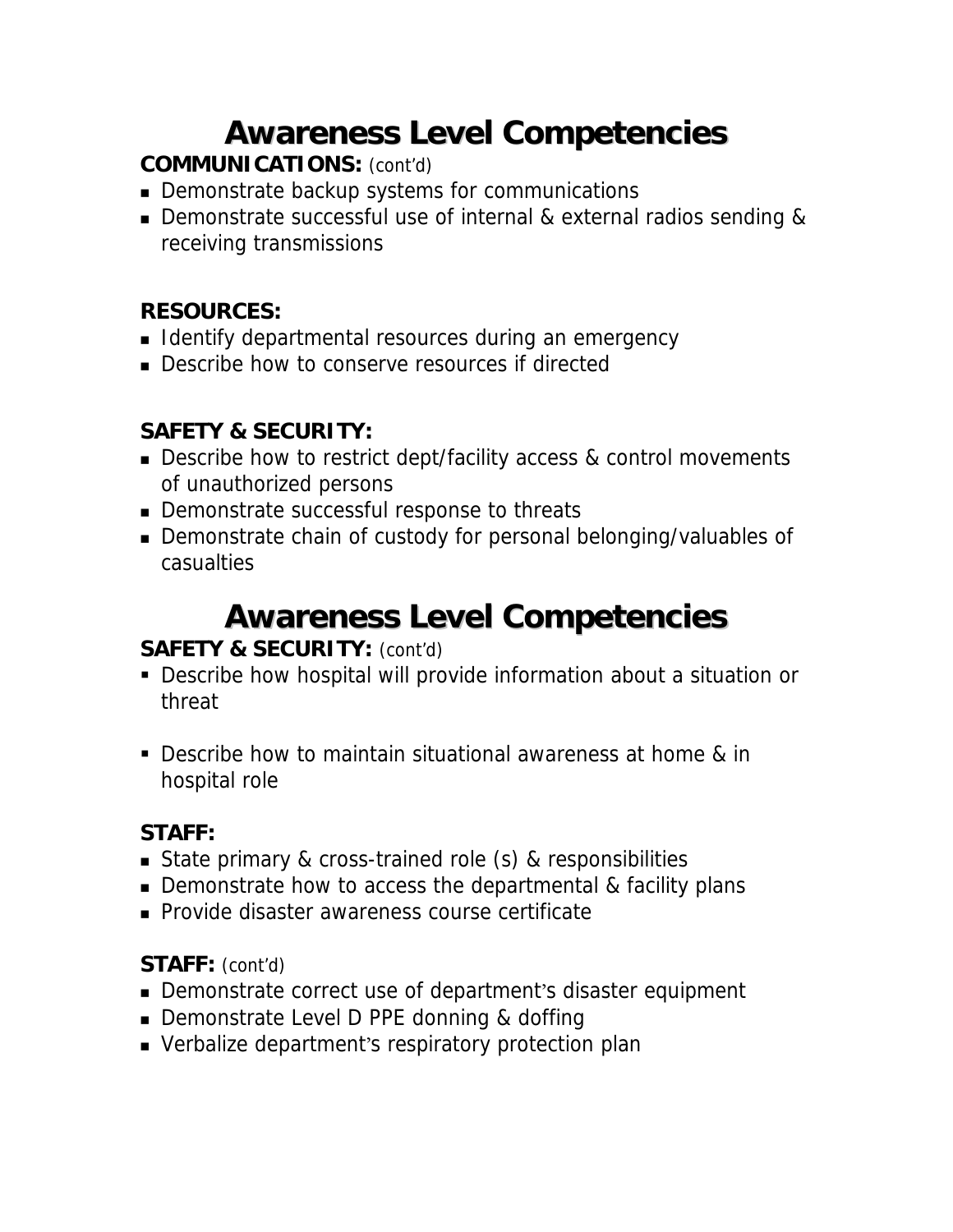# Awareness Level Competencies

**COMMUNICATIONS:** (cont'd)

- Demonstrate backup systems for communications
- Demonstrate successful use of internal & external radios sending & receiving transmissions

**RESOURCES:**

- Identify departmental resources during an emergency
- Describe how to conserve resources if directed

**SAFETY & SECURITY:**

- Describe how to restrict dept/facility access & control movements of unauthorized persons
- Demonstrate successful response to threats
- Demonstrate chain of custody for personal belonging/valuables of casualties

# Awareness Level Competencies

**SAFETY & SECURITY:** (cont'd)

- Describe how hospital will provide information about a situation or threat
- Describe how to maintain situational awareness at home & in hospital role

**STAFF:**

- State primary & cross-trained role (s) & responsibilities
- Demonstrate how to access the departmental & facility plans
- Provide disaster awareness course certificate

**STAFF:** (cont'd)

- Demonstrate correct use of department's disaster equipment
- Demonstrate Level D PPE donning & doffing
- Verbalize department's respiratory protection plan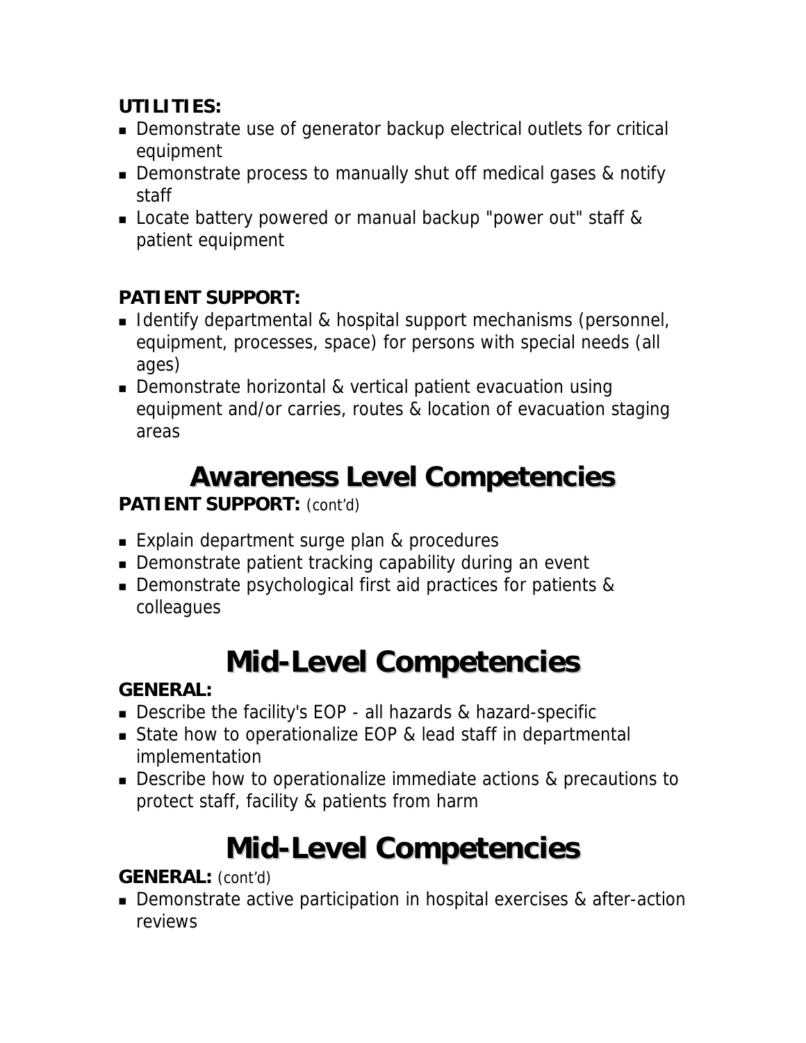**UTILITIES:**

- Demonstrate use of generator backup electrical outlets for critical equipment
- Demonstrate process to manually shut off medical gases & notify staff
- Locate battery powered or manual backup "power out" staff & patient equipment

**PATIENT SUPPORT:**

- Identify departmental & hospital support mechanisms (personnel, equipment, processes, space) for persons with special needs (all ages)
- Demonstrate horizontal & vertical patient evacuation using equipment and/or carries, routes & location of evacuation staging areas

# Awareness Level Competencies

**PATIENT SUPPORT:** (cont'd)

- Explain department surge plan & procedures
- Demonstrate patient tracking capability during an event
- Demonstrate psychological first aid practices for patients & colleagues

# Mid-Level Competencies

**GENERAL:**

- Describe the facility's EOP - all hazards & hazard-specific
- State how to operationalize EOP & lead staff in departmental implementation
- Describe how to operationalize immediate actions & precautions to protect staff, facility & patients from harm

# Mid-Level Competencies

**GENERAL:** (cont'd)

- Demonstrate active participation in hospital exercises & after-action reviews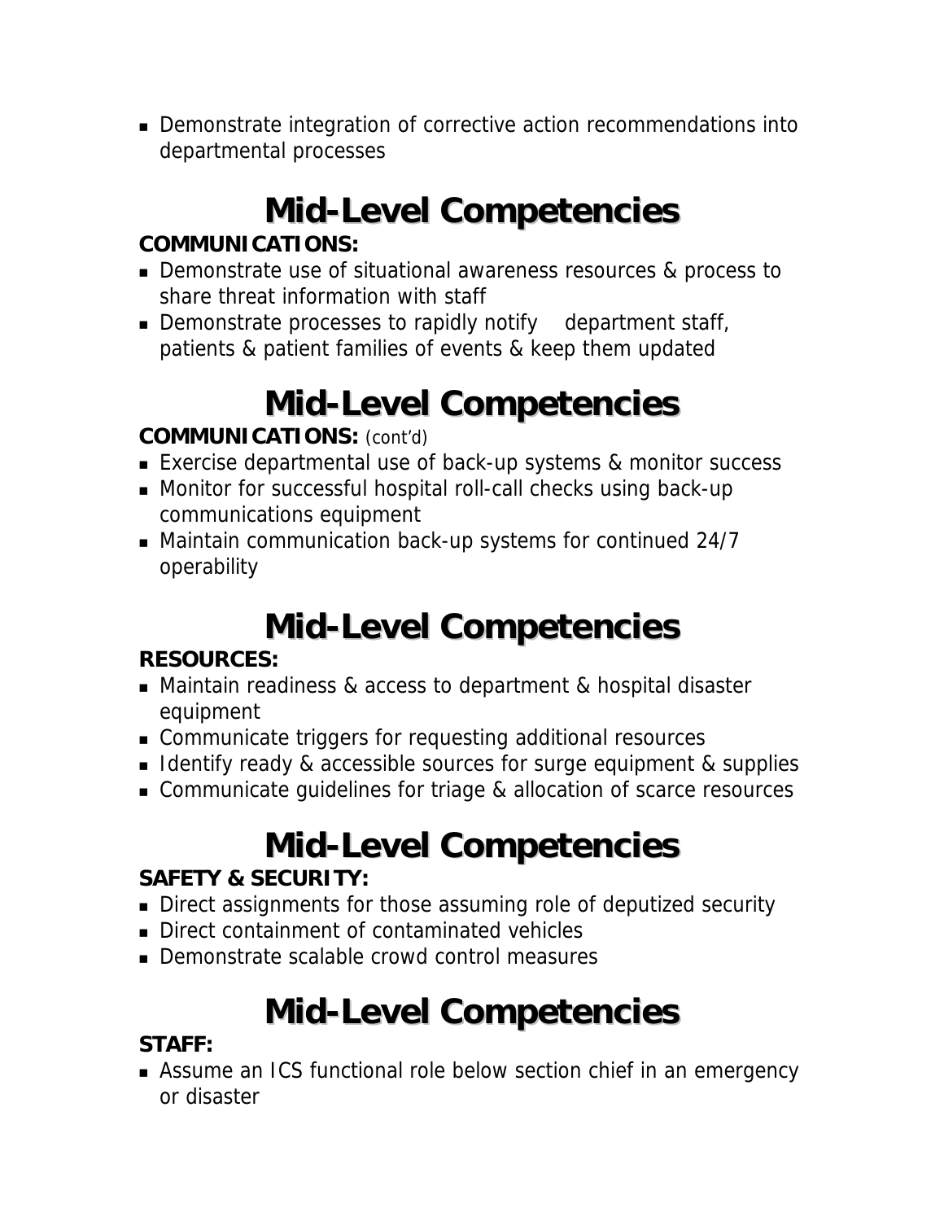- Demonstrate integration of corrective action recommendations into departmental processes

# Mid-Level Competencies

**COMMUNICATIONS:**

- Demonstrate use of situational awareness resources & process to share threat information with staff
- Demonstrate processes to rapidly notify department staff, patients & patient families of events & keep them updated

# Mid-Level Competencies

**COMMUNICATIONS:** (cont'd)

- Exercise departmental use of back-up systems & monitor success
- Monitor for successful hospital roll-call checks using back-up communications equipment
- Maintain communication back-up systems for continued 24/7 operability

# Mid-Level Competencies

**RESOURCES:**

- Maintain readiness & access to department & hospital disaster equipment
- Communicate triggers for requesting additional resources
- Identify ready & accessible sources for surge equipment & supplies
- Communicate guidelines for triage & allocation of scarce resources

# Mid-Level Competencies

**SAFETY & SECURITY:**

- Direct assignments for those assuming role of deputized security
- Direct containment of contaminated vehicles
- Demonstrate scalable crowd control measures

# Mid-Level Competencies

**STAFF:**

- Assume an ICS functional role below section chief in an emergency or disaster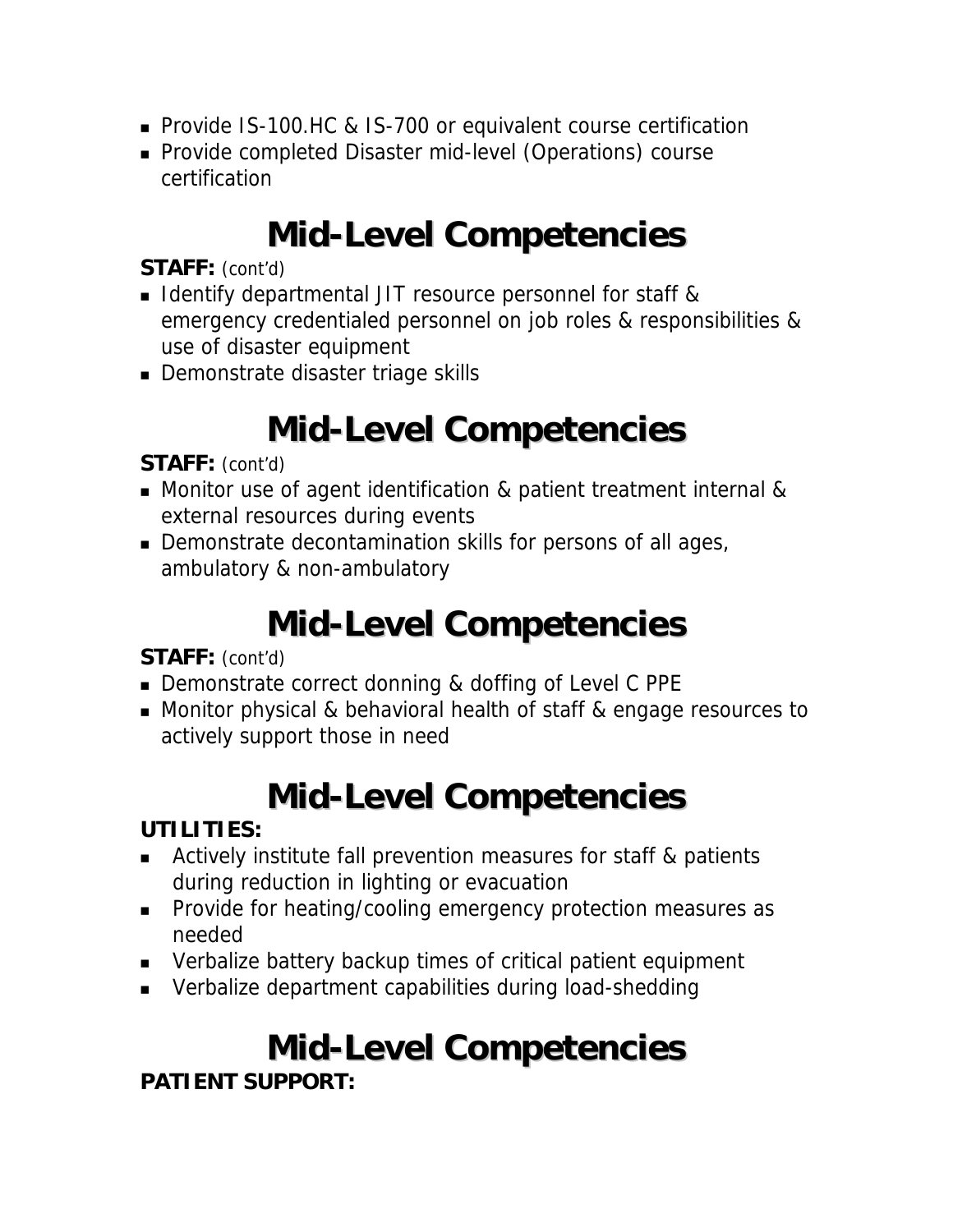- Provide IS-100.HC & IS-700 or equivalent course certification
- Provide completed Disaster mid-level (Operations) course certification

# Mid-Level Competencies

**STAFF:** (cont'd)

- Identify departmental JIT resource personnel for staff & emergency credentialed personnel on job roles & responsibilities & use of disaster equipment
- Demonstrate disaster triage skills

# Mid-Level Competencies

**STAFF:** (cont'd)

- Monitor use of agent identification & patient treatment internal & external resources during events
- Demonstrate decontamination skills for persons of all ages, ambulatory & non-ambulatory

# Mid-Level Competencies

**STAFF:** (cont'd)

- Demonstrate correct donning & doffing of Level C PPE
- Monitor physical & behavioral health of staff & engage resources to actively support those in need

# Mid-Level Competencies

**UTILITIES:**

- Actively institute fall prevention measures for staff & patients during reduction in lighting or evacuation
- Provide for heating/cooling emergency protection measures as needed
- Verbalize battery backup times of critical patient equipment
- Verbalize department capabilities during load-shedding

# Mid-Level Competencies

**PATIENT SUPPORT:**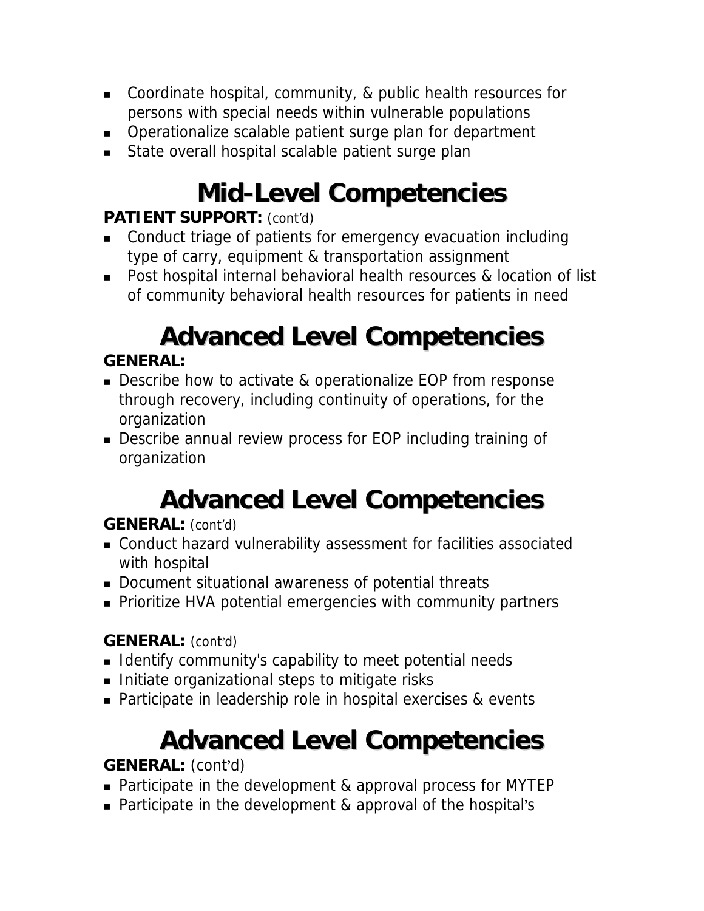- Coordinate hospital, community, & public health resources for persons with special needs within vulnerable populations
- Operationalize scalable patient surge plan for department
- State overall hospital scalable patient surge plan

# Mid-Level Competencies

**PATIENT SUPPORT:** (cont'd)

- Conduct triage of patients for emergency evacuation including type of carry, equipment & transportation assignment
- Post hospital internal behavioral health resources & location of list of community behavioral health resources for patients in need

# Advanced Level Competencies

**GENERAL:**

- Describe how to activate & operationalize EOP from response through recovery, including continuity of operations, for the organization
- Describe annual review process for EOP including training of organization

# Advanced Level Competencies

**GENERAL:** (cont'd)

- Conduct hazard vulnerability assessment for facilities associated with hospital
- Document situational awareness of potential threats
- Prioritize HVA potential emergencies with community partners

**GENERAL:** (cont'd)

- Identify community's capability to meet potential needs
- Initiate organizational steps to mitigate risks
- Participate in leadership role in hospital exercises & events

# Advanced Level Competencies

**GENERAL:** (cont'd)

- Participate in the development & approval process for MYTEP
- Participate in the development & approval of the hospital's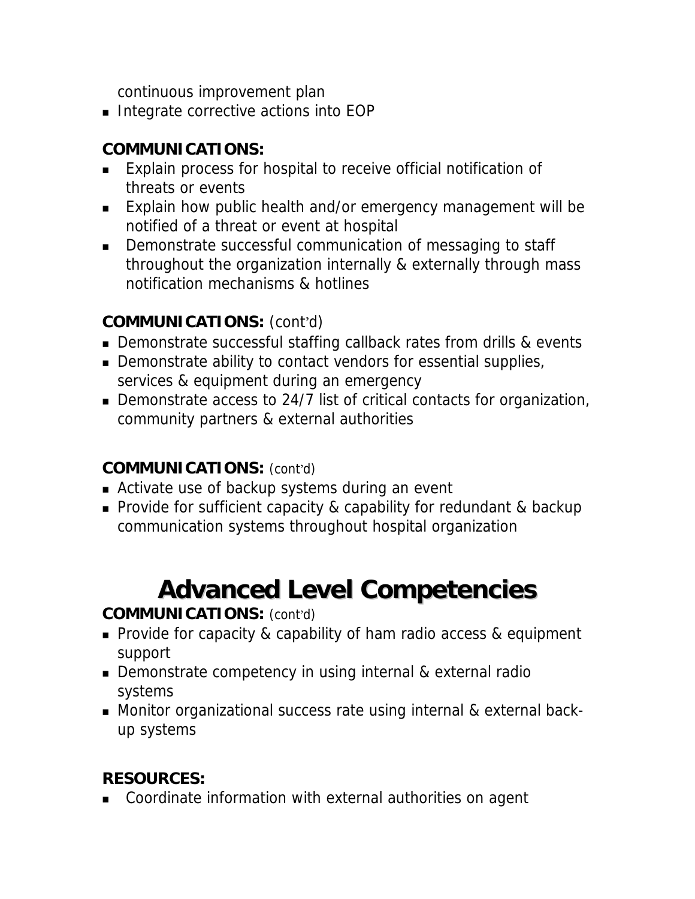continuous improvement plan

- Integrate corrective actions into EOP

**COMMUNICATIONS:**

- Explain process for hospital to receive official notification of threats or events
- Explain how public health and/or emergency management will be notified of a threat or event at hospital
- Demonstrate successful communication of messaging to staff throughout the organization internally & externally through mass notification mechanisms & hotlines

**COMMUNICATIONS:** (cont'd)

- Demonstrate successful staffing callback rates from drills & events
- Demonstrate ability to contact vendors for essential supplies, services & equipment during an emergency
- Demonstrate access to 24/7 list of critical contacts for organization, community partners & external authorities

**COMMUNICATIONS:** (cont'd)

- Activate use of backup systems during an event
- Provide for sufficient capacity & capability for redundant & backup communication systems throughout hospital organization

# Advanced Level Competencies

**COMMUNICATIONS:** (cont'd)

- Provide for capacity & capability of ham radio access & equipment support
- Demonstrate competency in using internal & external radio systems
- Monitor organizational success rate using internal & external back-up systems

**RESOURCES:**

- Coordinate information with external authorities on agent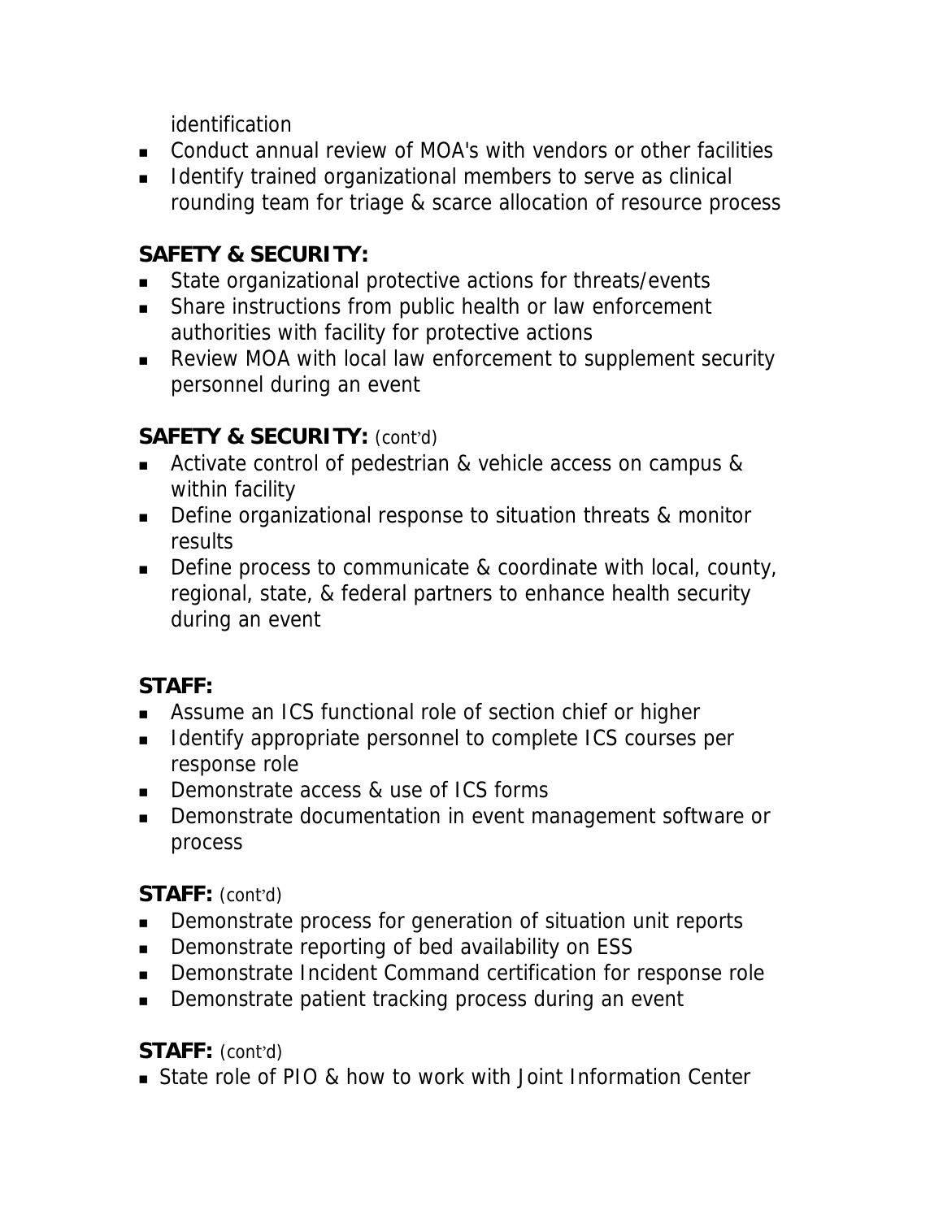identification

- Conduct annual review of MOA's with vendors or other facilities
- Identify trained organizational members to serve as clinical rounding team for triage & scarce allocation of resource process

**SAFETY & SECURITY:**

- State organizational protective actions for threats/events
- Share instructions from public health or law enforcement authorities with facility for protective actions
- Review MOA with local law enforcement to supplement security personnel during an event

**SAFETY & SECURITY:** (cont'd)

- Activate control of pedestrian & vehicle access on campus & within facility
- Define organizational response to situation threats & monitor results
- Define process to communicate & coordinate with local, county, regional, state, & federal partners to enhance health security during an event

**STAFF:**

- Assume an ICS functional role of section chief or higher
- Identify appropriate personnel to complete ICS courses per response role
- Demonstrate access & use of ICS forms
- Demonstrate documentation in event management software or process

**STAFF:** (cont'd)

- Demonstrate process for generation of situation unit reports
- Demonstrate reporting of bed availability on ESS
- Demonstrate Incident Command certification for response role
- Demonstrate patient tracking process during an event

**STAFF:** (cont'd)

- State role of PIO & how to work with Joint Information Center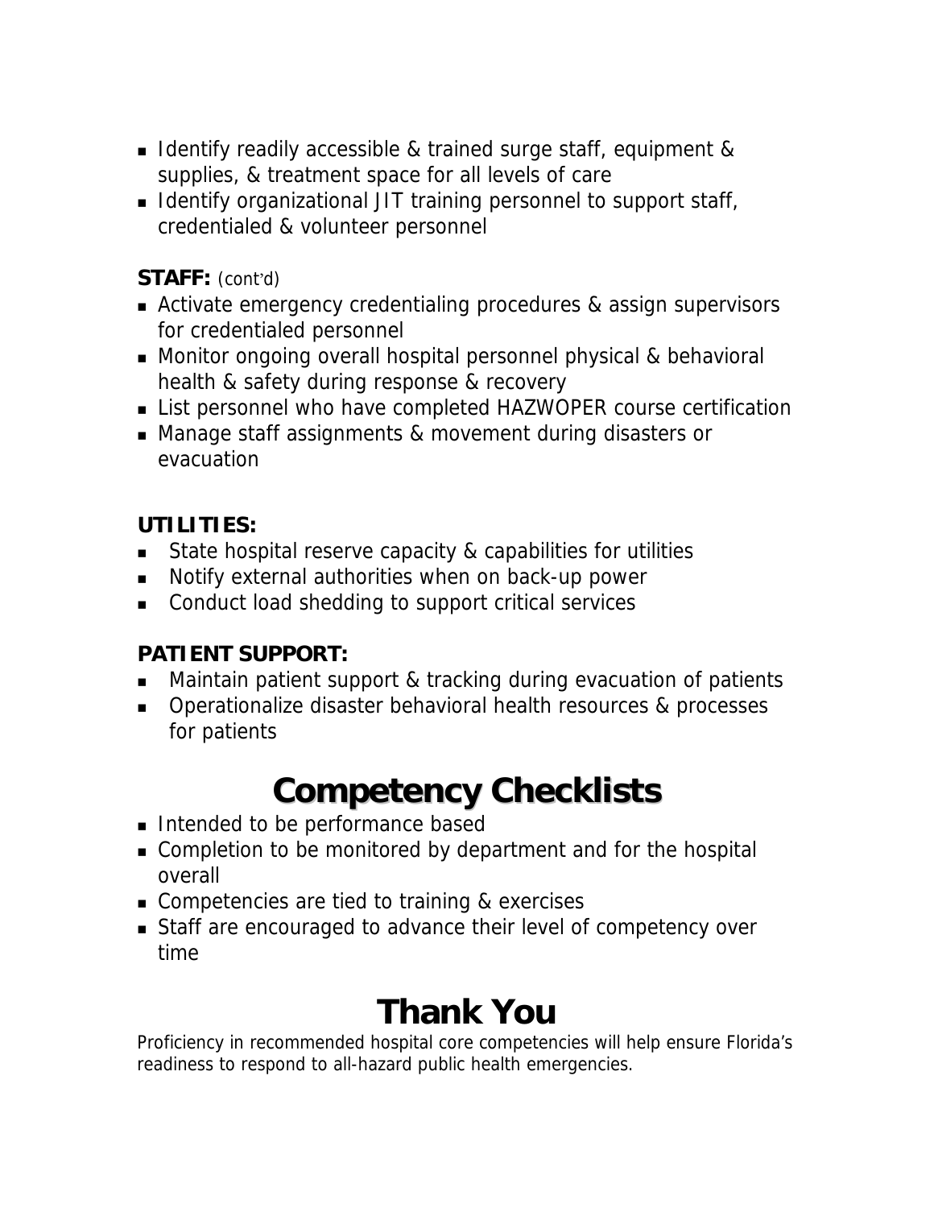- Identify readily accessible & trained surge staff, equipment & supplies, & treatment space for all levels of care
- Identify organizational JIT training personnel to support staff, credentialed & volunteer personnel

**STAFF:** (cont'd)

- Activate emergency credentialing procedures & assign supervisors for credentialed personnel
- Monitor ongoing overall hospital personnel physical & behavioral health & safety during response & recovery
- List personnel who have completed HAZWOPER course certification
- Manage staff assignments & movement during disasters or evacuation

**UTILITIES:**

- State hospital reserve capacity & capabilities for utilities
- Notify external authorities when on back-up power
- Conduct load shedding to support critical services

**PATIENT SUPPORT:**

- Maintain patient support & tracking during evacuation of patients
- Operationalize disaster behavioral health resources & processes for patients

# Competency Checklists

- Intended to be performance based
- Completion to be monitored by department and for the hospital overall
- Competencies are tied to training & exercises
- Staff are encouraged to advance their level of competency over time

# Thank You

Proficiency in recommended hospital core competencies will help ensure Florida's readiness to respond to all-hazard public health emergencies.